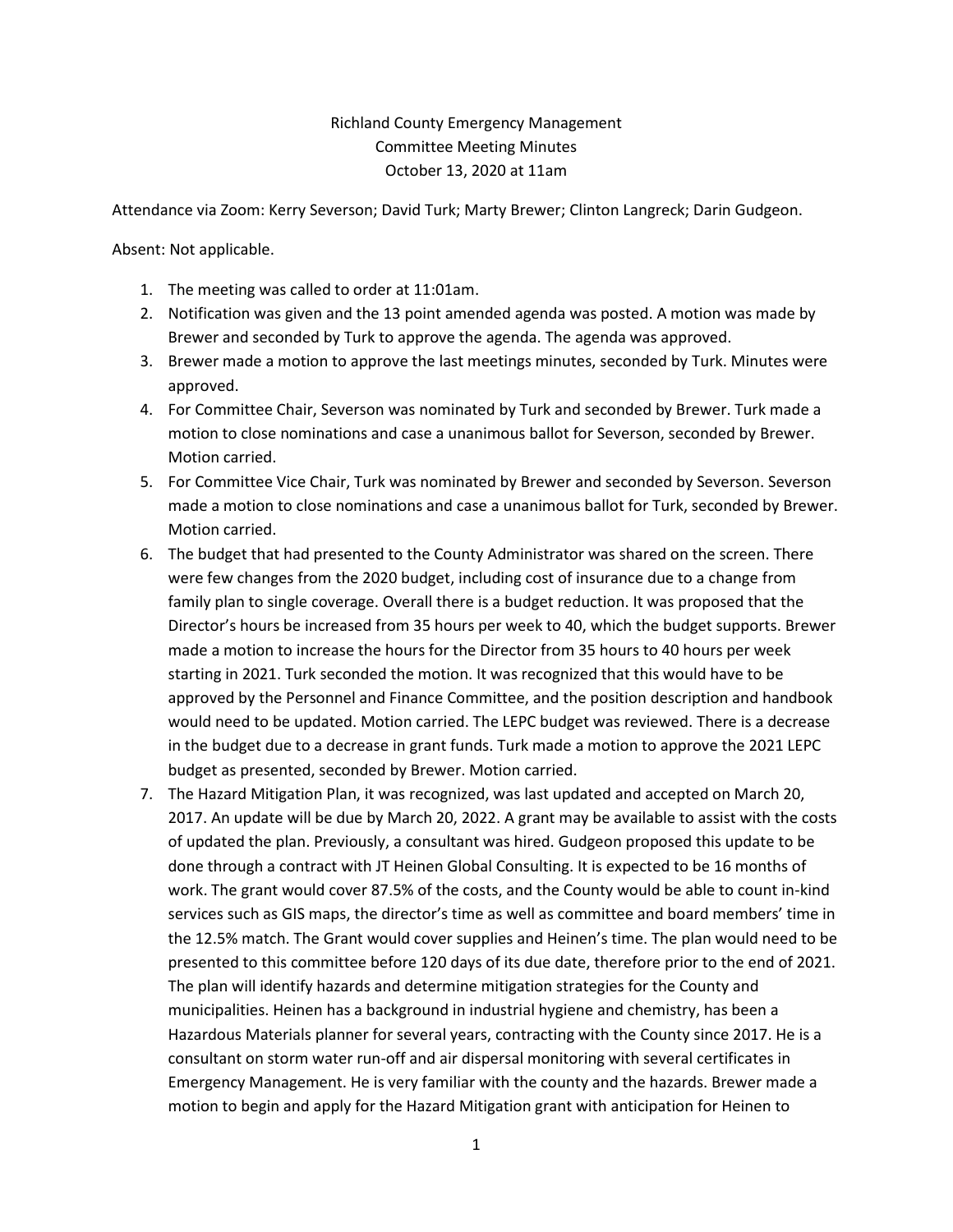Richland County Emergency Management
Committee Meeting Minutes
October 13, 2020 at 11am

Attendance via Zoom: Kerry Severson; David Turk; Marty Brewer; Clinton Langreck; Darin Gudgeon.

Absent: Not applicable.

1. The meeting was called to order at 11:01am.
2. Notification was given and the 13 point amended agenda was posted. A motion was made by Brewer and seconded by Turk to approve the agenda. The agenda was approved.
3. Brewer made a motion to approve the last meetings minutes, seconded by Turk. Minutes were approved.
4. For Committee Chair, Severson was nominated by Turk and seconded by Brewer. Turk made a motion to close nominations and case a unanimous ballot for Severson, seconded by Brewer. Motion carried.
5. For Committee Vice Chair, Turk was nominated by Brewer and seconded by Severson. Severson made a motion to close nominations and case a unanimous ballot for Turk, seconded by Brewer. Motion carried.
6. The budget that had presented to the County Administrator was shared on the screen. There were few changes from the 2020 budget, including cost of insurance due to a change from family plan to single coverage. Overall there is a budget reduction. It was proposed that the Director's hours be increased from 35 hours per week to 40, which the budget supports. Brewer made a motion to increase the hours for the Director from 35 hours to 40 hours per week starting in 2021. Turk seconded the motion. It was recognized that this would have to be approved by the Personnel and Finance Committee, and the position description and handbook would need to be updated. Motion carried. The LEPC budget was reviewed. There is a decrease in the budget due to a decrease in grant funds. Turk made a motion to approve the 2021 LEPC budget as presented, seconded by Brewer. Motion carried.
7. The Hazard Mitigation Plan, it was recognized, was last updated and accepted on March 20, 2017. An update will be due by March 20, 2022. A grant may be available to assist with the costs of updated the plan. Previously, a consultant was hired. Gudgeon proposed this update to be done through a contract with JT Heinen Global Consulting. It is expected to be 16 months of work. The grant would cover 87.5% of the costs, and the County would be able to count in-kind services such as GIS maps, the director's time as well as committee and board members' time in the 12.5% match. The Grant would cover supplies and Heinen's time. The plan would need to be presented to this committee before 120 days of its due date, therefore prior to the end of 2021. The plan will identify hazards and determine mitigation strategies for the County and municipalities. Heinen has a background in industrial hygiene and chemistry, has been a Hazardous Materials planner for several years, contracting with the County since 2017. He is a consultant on storm water run-off and air dispersal monitoring with several certificates in Emergency Management. He is very familiar with the county and the hazards. Brewer made a motion to begin and apply for the Hazard Mitigation grant with anticipation for Heinen to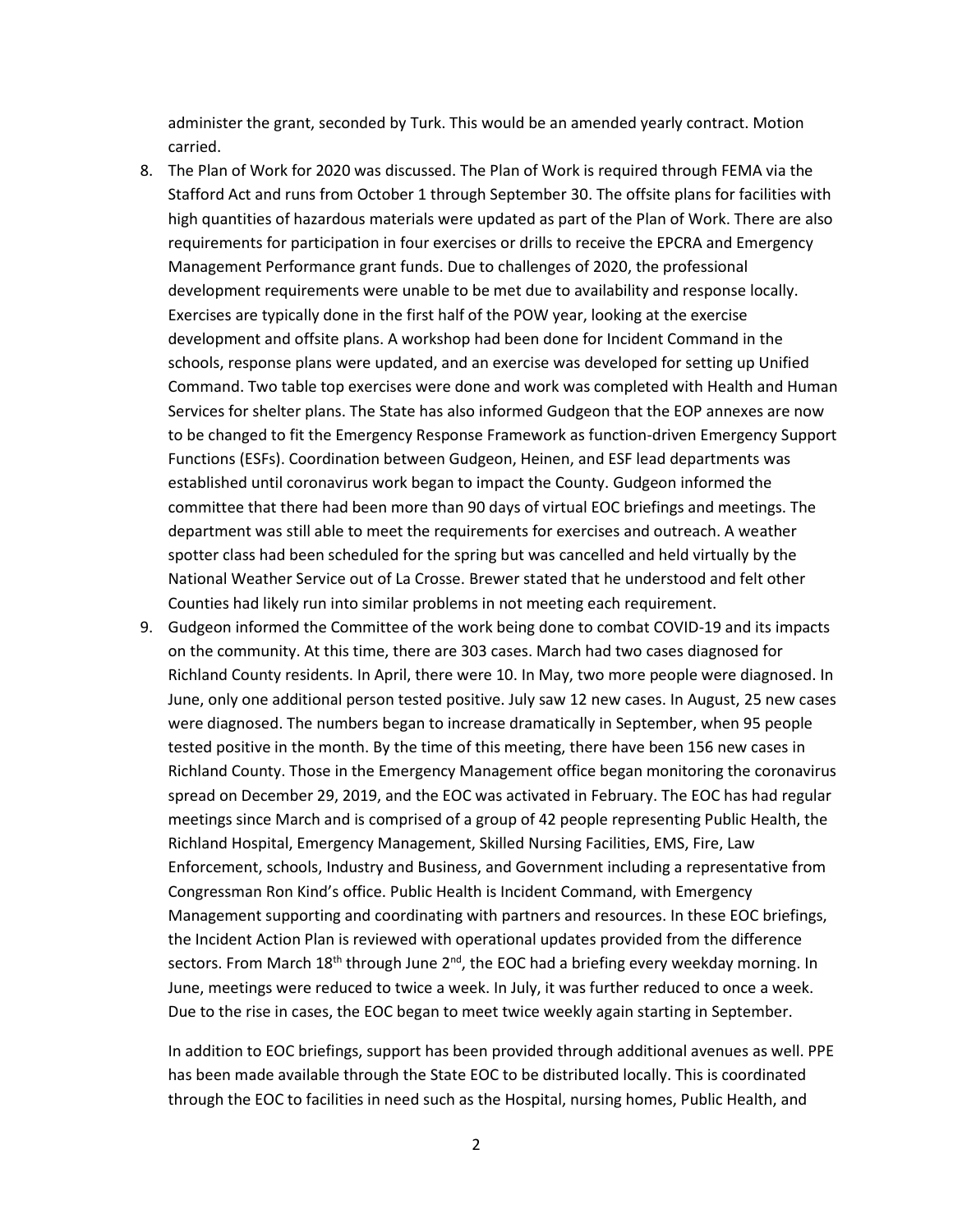administer the grant, seconded by Turk. This would be an amended yearly contract. Motion carried.

8. The Plan of Work for 2020 was discussed. The Plan of Work is required through FEMA via the Stafford Act and runs from October 1 through September 30. The offsite plans for facilities with high quantities of hazardous materials were updated as part of the Plan of Work. There are also requirements for participation in four exercises or drills to receive the EPCRA and Emergency Management Performance grant funds. Due to challenges of 2020, the professional development requirements were unable to be met due to availability and response locally. Exercises are typically done in the first half of the POW year, looking at the exercise development and offsite plans. A workshop had been done for Incident Command in the schools, response plans were updated, and an exercise was developed for setting up Unified Command. Two table top exercises were done and work was completed with Health and Human Services for shelter plans. The State has also informed Gudgeon that the EOP annexes are now to be changed to fit the Emergency Response Framework as function-driven Emergency Support Functions (ESFs). Coordination between Gudgeon, Heinen, and ESF lead departments was established until coronavirus work began to impact the County. Gudgeon informed the committee that there had been more than 90 days of virtual EOC briefings and meetings. The department was still able to meet the requirements for exercises and outreach. A weather spotter class had been scheduled for the spring but was cancelled and held virtually by the National Weather Service out of La Crosse. Brewer stated that he understood and felt other Counties had likely run into similar problems in not meeting each requirement.
9. Gudgeon informed the Committee of the work being done to combat COVID-19 and its impacts on the community. At this time, there are 303 cases. March had two cases diagnosed for Richland County residents. In April, there were 10. In May, two more people were diagnosed. In June, only one additional person tested positive. July saw 12 new cases. In August, 25 new cases were diagnosed. The numbers began to increase dramatically in September, when 95 people tested positive in the month. By the time of this meeting, there have been 156 new cases in Richland County. Those in the Emergency Management office began monitoring the coronavirus spread on December 29, 2019, and the EOC was activated in February. The EOC has had regular meetings since March and is comprised of a group of 42 people representing Public Health, the Richland Hospital, Emergency Management, Skilled Nursing Facilities, EMS, Fire, Law Enforcement, schools, Industry and Business, and Government including a representative from Congressman Ron Kind's office. Public Health is Incident Command, with Emergency Management supporting and coordinating with partners and resources. In these EOC briefings, the Incident Action Plan is reviewed with operational updates provided from the difference sectors. From March 18th through June 2nd, the EOC had a briefing every weekday morning. In June, meetings were reduced to twice a week. In July, it was further reduced to once a week. Due to the rise in cases, the EOC began to meet twice weekly again starting in September.

   In addition to EOC briefings, support has been provided through additional avenues as well. PPE has been made available through the State EOC to be distributed locally. This is coordinated through the EOC to facilities in need such as the Hospital, nursing homes, Public Health, and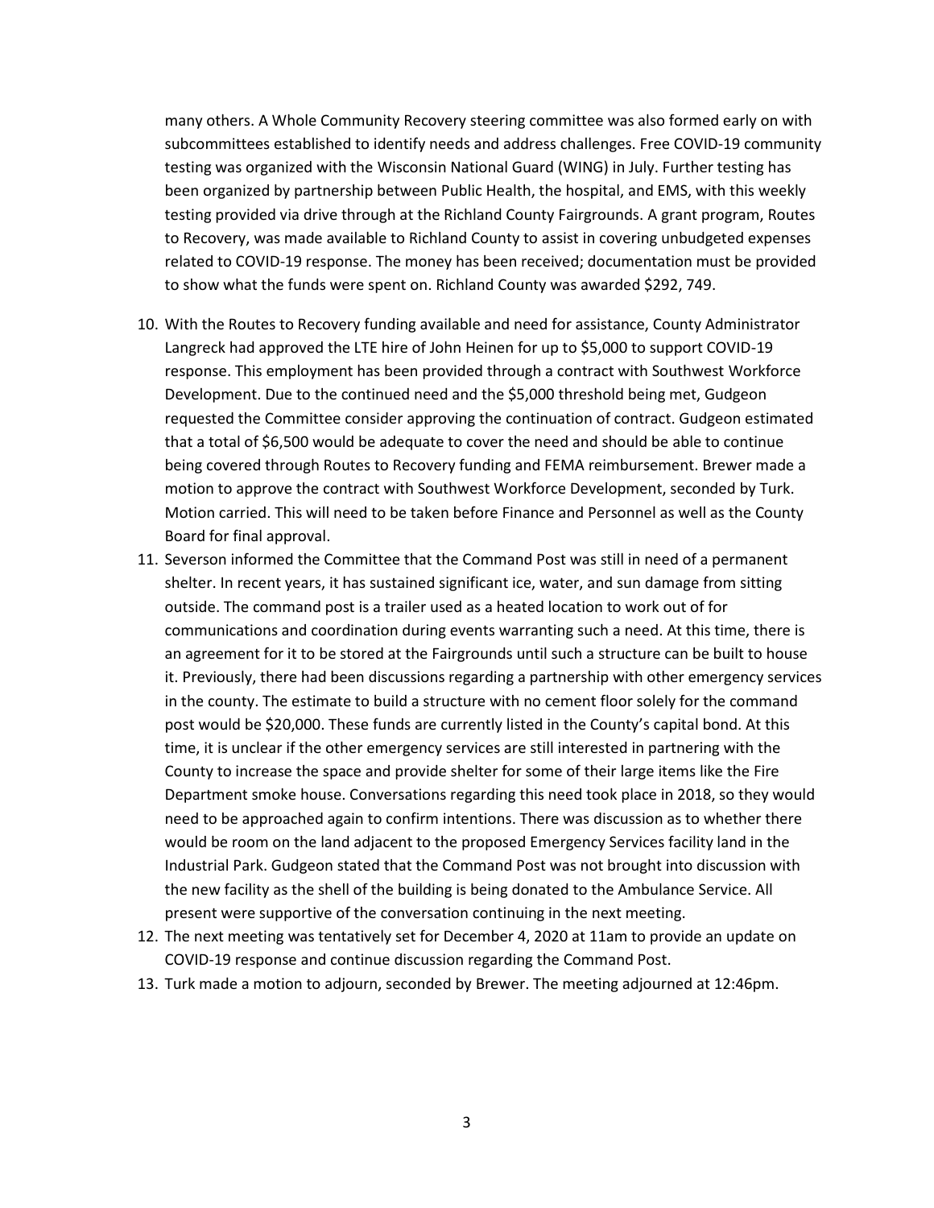many others. A Whole Community Recovery steering committee was also formed early on with subcommittees established to identify needs and address challenges. Free COVID-19 community testing was organized with the Wisconsin National Guard (WING) in July. Further testing has been organized by partnership between Public Health, the hospital, and EMS, with this weekly testing provided via drive through at the Richland County Fairgrounds. A grant program, Routes to Recovery, was made available to Richland County to assist in covering unbudgeted expenses related to COVID-19 response. The money has been received; documentation must be provided to show what the funds were spent on. Richland County was awarded $292, 749.

10. With the Routes to Recovery funding available and need for assistance, County Administrator Langreck had approved the LTE hire of John Heinen for up to $5,000 to support COVID-19 response. This employment has been provided through a contract with Southwest Workforce Development. Due to the continued need and the $5,000 threshold being met, Gudgeon requested the Committee consider approving the continuation of contract. Gudgeon estimated that a total of $6,500 would be adequate to cover the need and should be able to continue being covered through Routes to Recovery funding and FEMA reimbursement. Brewer made a motion to approve the contract with Southwest Workforce Development, seconded by Turk. Motion carried. This will need to be taken before Finance and Personnel as well as the County Board for final approval.
11. Severson informed the Committee that the Command Post was still in need of a permanent shelter. In recent years, it has sustained significant ice, water, and sun damage from sitting outside. The command post is a trailer used as a heated location to work out of for communications and coordination during events warranting such a need. At this time, there is an agreement for it to be stored at the Fairgrounds until such a structure can be built to house it. Previously, there had been discussions regarding a partnership with other emergency services in the county. The estimate to build a structure with no cement floor solely for the command post would be $20,000. These funds are currently listed in the County's capital bond. At this time, it is unclear if the other emergency services are still interested in partnering with the County to increase the space and provide shelter for some of their large items like the Fire Department smoke house. Conversations regarding this need took place in 2018, so they would need to be approached again to confirm intentions. There was discussion as to whether there would be room on the land adjacent to the proposed Emergency Services facility land in the Industrial Park. Gudgeon stated that the Command Post was not brought into discussion with the new facility as the shell of the building is being donated to the Ambulance Service. All present were supportive of the conversation continuing in the next meeting.
12. The next meeting was tentatively set for December 4, 2020 at 11am to provide an update on COVID-19 response and continue discussion regarding the Command Post.
13. Turk made a motion to adjourn, seconded by Brewer. The meeting adjourned at 12:46pm.